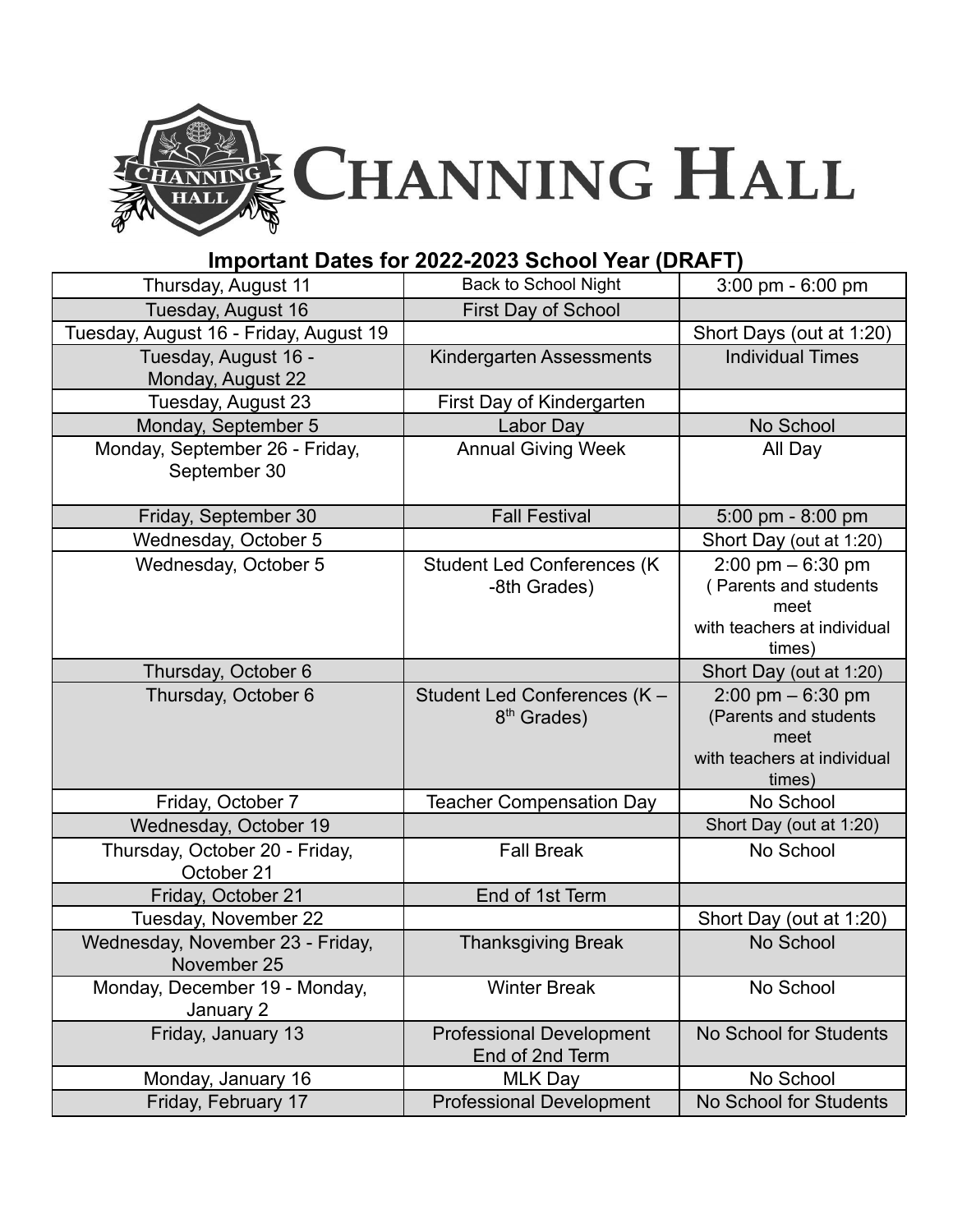# Channing Hall

## Important Dates for 2022-2023 School Year (DRAFT)

| Date | Event | Details |
|---|---|---|
| Thursday, August 11 | Back to School Night | 3:00 pm - 6:00 pm |
| Tuesday, August 16 | First Day of School | |
| Tuesday, August 16 - Friday, August 19 | | Short Days (out at 1:20) |
| Tuesday, August 16 - Monday, August 22 | Kindergarten Assessments | Individual Times |
| Tuesday, August 23 | First Day of Kindergarten | |
| Monday, September 5 | Labor Day | No School |
| Monday, September 26 - Friday, September 30 | Annual Giving Week | All Day |
| Friday, September 30 | Fall Festival | 5:00 pm - 8:00 pm |
| Wednesday, October 5 | | Short Day (out at 1:20) |
| Wednesday, October 5 | Student Led Conferences (K -8th Grades) | 2:00 pm – 6:30 pm ( Parents and students meet with teachers at individual times) |
| Thursday, October 6 | | Short Day (out at 1:20) |
| Thursday, October 6 | Student Led Conferences (K – 8th Grades) | 2:00 pm – 6:30 pm (Parents and students meet with teachers at individual times) |
| Friday, October 7 | Teacher Compensation Day | No School |
| Wednesday, October 19 | | Short Day (out at 1:20) |
| Thursday, October 20 - Friday, October 21 | Fall Break | No School |
| Friday, October 21 | End of 1st Term | |
| Tuesday, November 22 | | Short Day (out at 1:20) |
| Wednesday, November 23 - Friday, November 25 | Thanksgiving Break | No School |
| Monday, December 19 - Monday, January 2 | Winter Break | No School |
| Friday, January 13 | Professional Development End of 2nd Term | No School for Students |
| Monday, January 16 | MLK Day | No School |
| Friday, February 17 | Professional Development | No School for Students |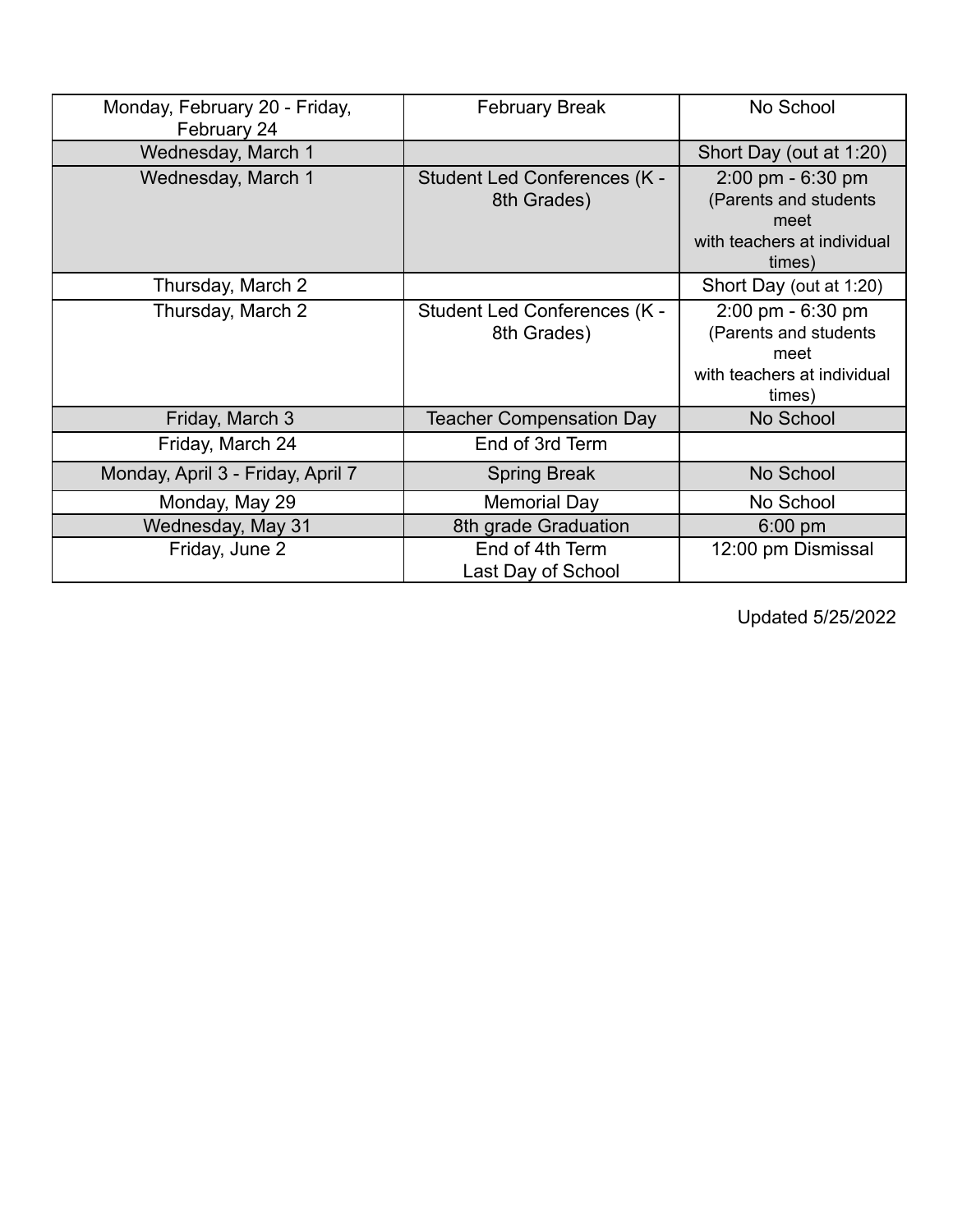| | | |
|---|---|---|
| Monday, February 20 - Friday, February 24 | February Break | No School |
| Wednesday, March 1 | | Short Day (out at 1:20) |
| Wednesday, March 1 | Student Led Conferences (K - 8th Grades) | 2:00 pm - 6:30 pm (Parents and students meet with teachers at individual times) |
| Thursday, March 2 | | Short Day (out at 1:20) |
| Thursday, March 2 | Student Led Conferences (K - 8th Grades) | 2:00 pm - 6:30 pm (Parents and students meet with teachers at individual times) |
| Friday, March 3 | Teacher Compensation Day | No School |
| Friday, March 24 | End of 3rd Term | |
| Monday, April 3 - Friday, April 7 | Spring Break | No School |
| Monday, May 29 | Memorial Day | No School |
| Wednesday, May 31 | 8th grade Graduation | 6:00 pm |
| Friday, June 2 | End of 4th Term<br>Last Day of School | 12:00 pm Dismissal |

Updated 5/25/2022